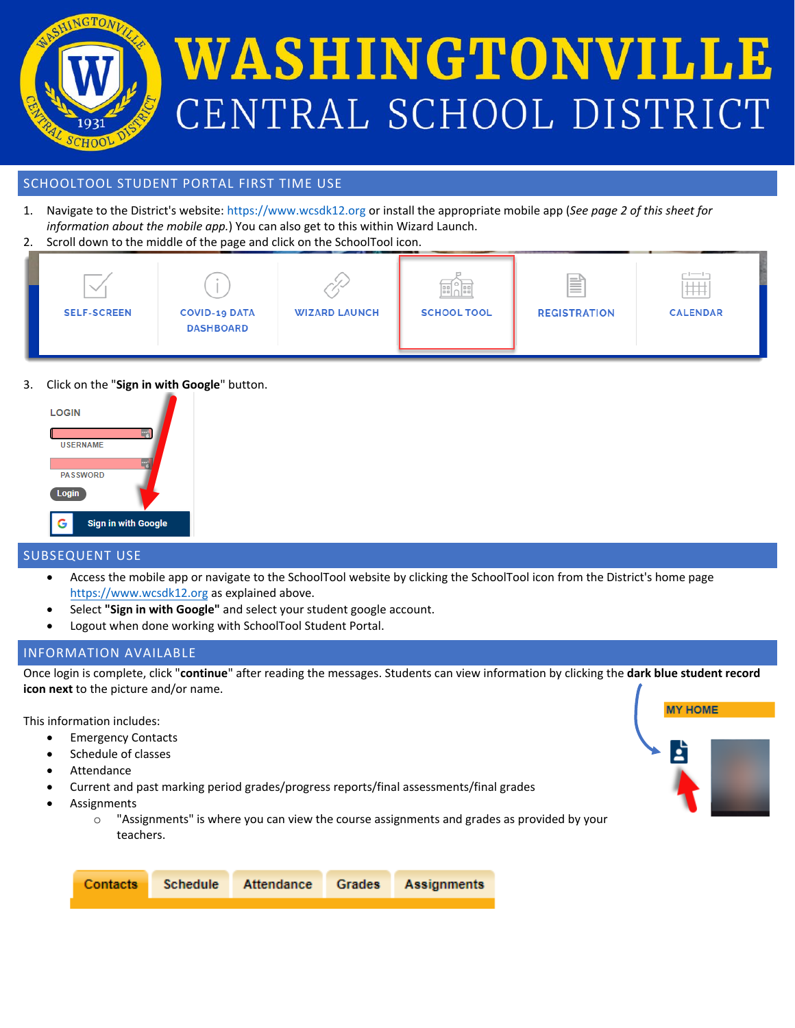# WASHINGTONVILLE CENTRAL SCHOOL DISTRICT

## SCHOOLTOOL STUDENT PORTAL FIRST TIME USE

1. Navigate to the District's website: https://www.wcsdk12.org or install the appropriate mobile app (*See page 2 of this sheet for information about the mobile app.*) You can also get to this within Wizard Launch.
2. Scroll down to the middle of the page and click on the SchoolTool icon.

SELF-SCREEN | COVID-19 DATA DASHBOARD | WIZARD LAUNCH | SCHOOL TOOL | REGISTRATION | CALENDAR

3. Click on the "**Sign in with Google**" button.

LOGIN

USERNAME

PASSWORD

Login

Sign in with Google

## SUBSEQUENT USE

- Access the mobile app or navigate to the SchoolTool website by clicking the SchoolTool icon from the District's home page https://www.wcsdk12.org as explained above.
- Select **"Sign in with Google"** and select your student google account.
- Logout when done working with SchoolTool Student Portal.

## INFORMATION AVAILABLE

Once login is complete, click "**continue**" after reading the messages. Students can view information by clicking the **dark blue student record icon next** to the picture and/or name.

MY HOME

This information includes:

- Emergency Contacts
- Schedule of classes
- Attendance
- Current and past marking period grades/progress reports/final assessments/final grades
- Assignments
  - "Assignments" is where you can view the course assignments and grades as provided by your teachers.

Contacts | Schedule | Attendance | Grades | Assignments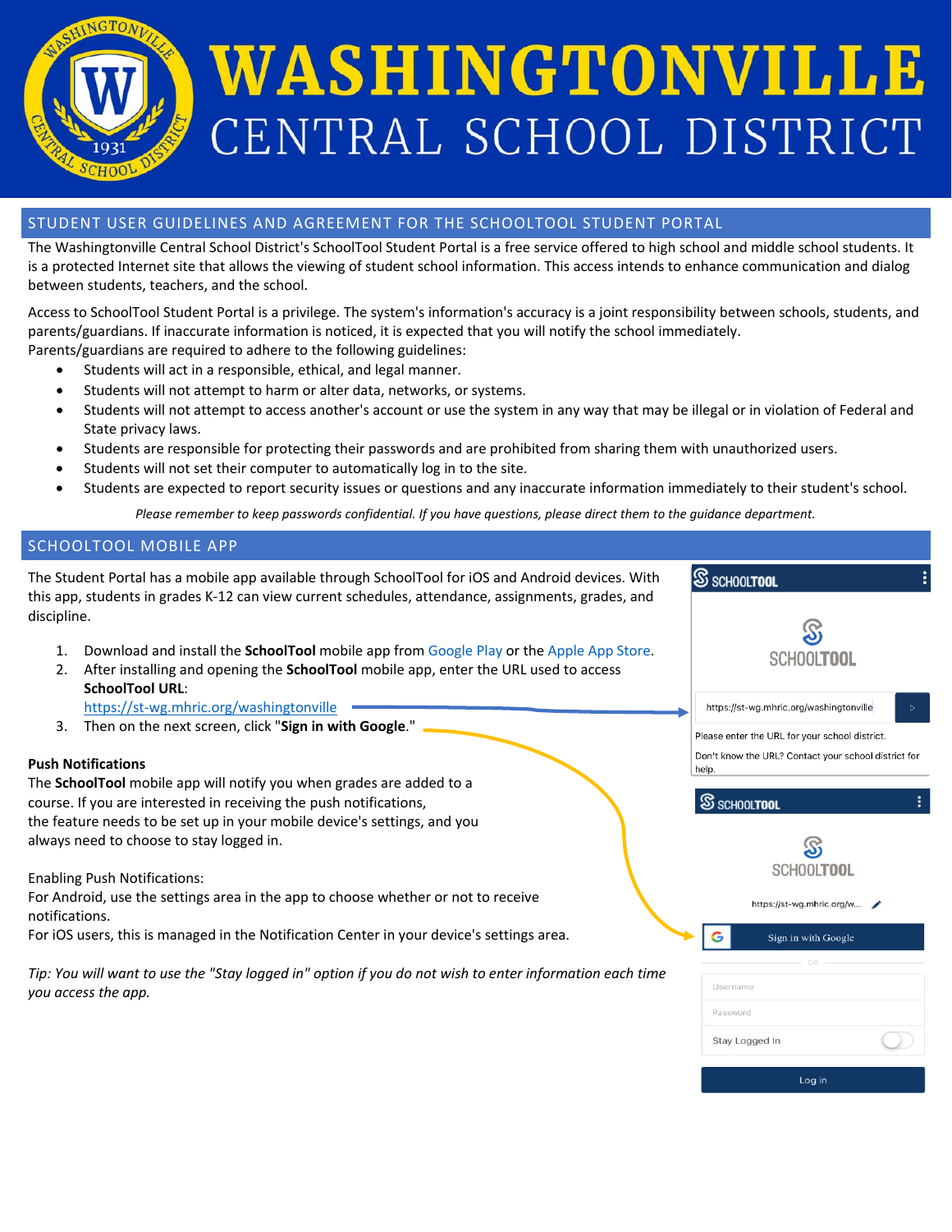# WASHINGTONVILLE CENTRAL SCHOOL DISTRICT

## STUDENT USER GUIDELINES AND AGREEMENT FOR THE SCHOOLTOOL STUDENT PORTAL

The Washingtonville Central School District's SchoolTool Student Portal is a free service offered to high school and middle school students. It is a protected Internet site that allows the viewing of student school information. This access intends to enhance communication and dialog between students, teachers, and the school.

Access to SchoolTool Student Portal is a privilege. The system's information's accuracy is a joint responsibility between schools, students, and parents/guardians. If inaccurate information is noticed, it is expected that you will notify the school immediately.
Parents/guardians are required to adhere to the following guidelines:

- Students will act in a responsible, ethical, and legal manner.
- Students will not attempt to harm or alter data, networks, or systems.
- Students will not attempt to access another's account or use the system in any way that may be illegal or in violation of Federal and State privacy laws.
- Students are responsible for protecting their passwords and are prohibited from sharing them with unauthorized users.
- Students will not set their computer to automatically log in to the site.
- Students are expected to report security issues or questions and any inaccurate information immediately to their student's school.

*Please remember to keep passwords confidential. If you have questions, please direct them to the guidance department.*

## SCHOOLTOOL MOBILE APP

The Student Portal has a mobile app available through SchoolTool for iOS and Android devices. With this app, students in grades K-12 can view current schedules, attendance, assignments, grades, and discipline.

1. Download and install the **SchoolTool** mobile app from Google Play or the Apple App Store.
2. After installing and opening the **SchoolTool** mobile app, enter the URL used to access **SchoolTool URL**:
   https://st-wg.mhric.org/washingtonville
3. Then on the next screen, click "**Sign in with Google**."

**Push Notifications**
The **SchoolTool** mobile app will notify you when grades are added to a course. If you are interested in receiving the push notifications, the feature needs to be set up in your mobile device's settings, and you always need to choose to stay logged in.

Enabling Push Notifications:
For Android, use the settings area in the app to choose whether or not to receive notifications.
For iOS users, this is managed in the Notification Center in your device's settings area.

*Tip: You will want to use the "Stay logged in" option if you do not wish to enter information each time you access the app.*

SCHOOLTOOL

SCHOOLTOOL

https://st-wg.mhric.org/washingtonville

Please enter the URL for your school district.

Don't know the URL? Contact your school district for help.

SCHOOLTOOL

SCHOOLTOOL

https://st-wg.mhric.org/w...

Sign in with Google

OR

Username

Password

Stay Logged In

Log in